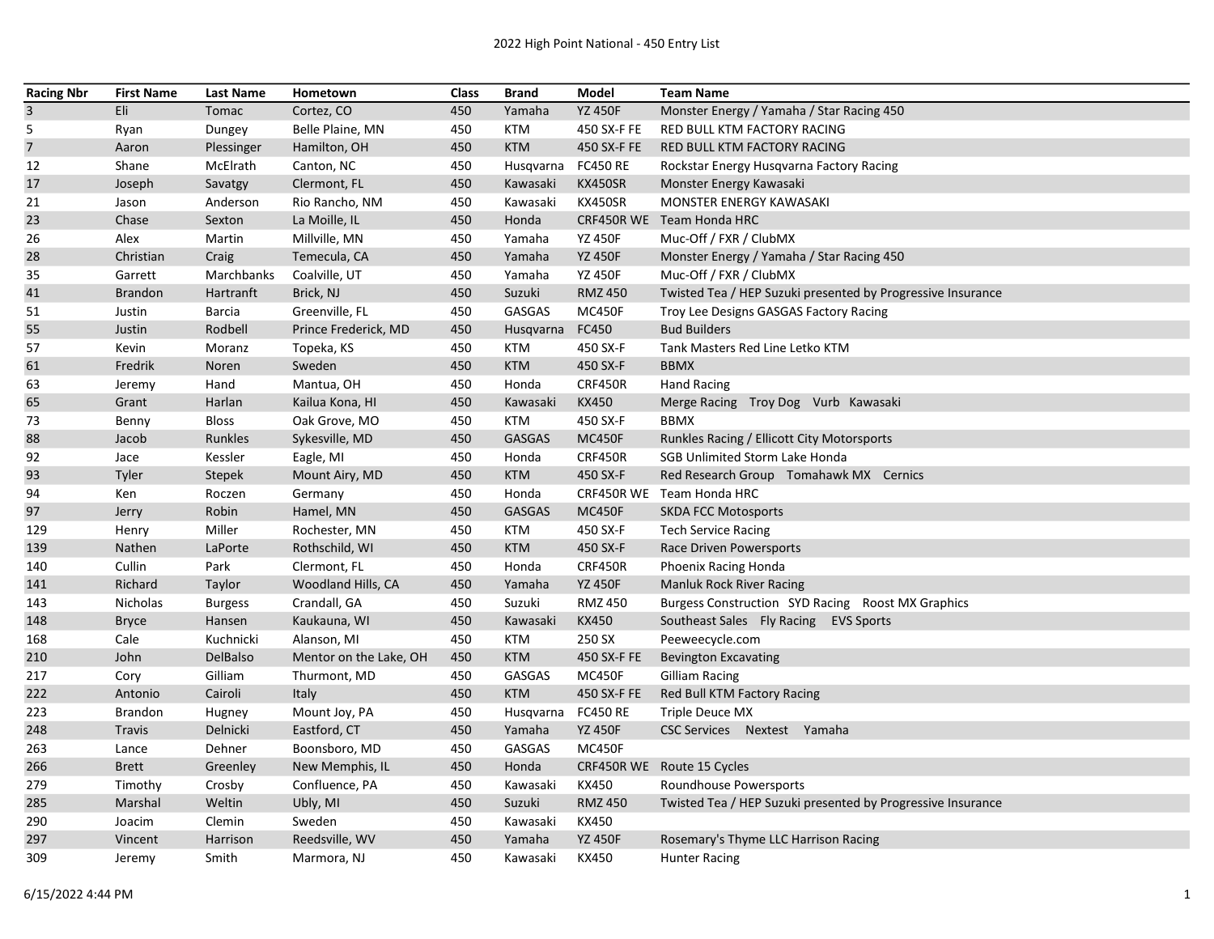# 2022 High Point National - 450 Entry List

| Racing Nbr | First Name | Last Name | Hometown | Class | Brand | Model | Team Name |
|---|---|---|---|---|---|---|---|
| 3 | Eli | Tomac | Cortez, CO | 450 | Yamaha | YZ 450F | Monster Energy / Yamaha / Star Racing 450 |
| 5 | Ryan | Dungey | Belle Plaine, MN | 450 | KTM | 450 SX-F FE | RED BULL KTM FACTORY RACING |
| 7 | Aaron | Plessinger | Hamilton, OH | 450 | KTM | 450 SX-F FE | RED BULL KTM FACTORY RACING |
| 12 | Shane | McElrath | Canton, NC | 450 | Husqvarna | FC450 RE | Rockstar Energy Husqvarna Factory Racing |
| 17 | Joseph | Savatgy | Clermont, FL | 450 | Kawasaki | KX450SR | Monster Energy Kawasaki |
| 21 | Jason | Anderson | Rio Rancho, NM | 450 | Kawasaki | KX450SR | MONSTER ENERGY KAWASAKI |
| 23 | Chase | Sexton | La Moille, IL | 450 | Honda | CRF450R WE | Team Honda HRC |
| 26 | Alex | Martin | Millville, MN | 450 | Yamaha | YZ 450F | Muc-Off / FXR / ClubMX |
| 28 | Christian | Craig | Temecula, CA | 450 | Yamaha | YZ 450F | Monster Energy / Yamaha / Star Racing 450 |
| 35 | Garrett | Marchbanks | Coalville, UT | 450 | Yamaha | YZ 450F | Muc-Off / FXR / ClubMX |
| 41 | Brandon | Hartranft | Brick, NJ | 450 | Suzuki | RMZ 450 | Twisted Tea / HEP Suzuki presented by Progressive Insurance |
| 51 | Justin | Barcia | Greenville, FL | 450 | GASGAS | MC450F | Troy Lee Designs GASGAS Factory Racing |
| 55 | Justin | Rodbell | Prince Frederick, MD | 450 | Husqvarna | FC450 | Bud Builders |
| 57 | Kevin | Moranz | Topeka, KS | 450 | KTM | 450 SX-F | Tank Masters Red Line Letko KTM |
| 61 | Fredrik | Noren | Sweden | 450 | KTM | 450 SX-F | BBMX |
| 63 | Jeremy | Hand | Mantua, OH | 450 | Honda | CRF450R | Hand Racing |
| 65 | Grant | Harlan | Kailua Kona, HI | 450 | Kawasaki | KX450 | Merge Racing Troy Dog Vurb Kawasaki |
| 73 | Benny | Bloss | Oak Grove, MO | 450 | KTM | 450 SX-F | BBMX |
| 88 | Jacob | Runkles | Sykesville, MD | 450 | GASGAS | MC450F | Runkles Racing / Ellicott City Motorsports |
| 92 | Jace | Kessler | Eagle, MI | 450 | Honda | CRF450R | SGB Unlimited Storm Lake Honda |
| 93 | Tyler | Stepek | Mount Airy, MD | 450 | KTM | 450 SX-F | Red Research Group Tomahawk MX Cernics |
| 94 | Ken | Roczen | Germany | 450 | Honda | CRF450R WE | Team Honda HRC |
| 97 | Jerry | Robin | Hamel, MN | 450 | GASGAS | MC450F | SKDA FCC Motosports |
| 129 | Henry | Miller | Rochester, MN | 450 | KTM | 450 SX-F | Tech Service Racing |
| 139 | Nathen | LaPorte | Rothschild, WI | 450 | KTM | 450 SX-F | Race Driven Powersports |
| 140 | Cullin | Park | Clermont, FL | 450 | Honda | CRF450R | Phoenix Racing Honda |
| 141 | Richard | Taylor | Woodland Hills, CA | 450 | Yamaha | YZ 450F | Manluk Rock River Racing |
| 143 | Nicholas | Burgess | Crandall, GA | 450 | Suzuki | RMZ 450 | Burgess Construction SYD Racing Roost MX Graphics |
| 148 | Bryce | Hansen | Kaukauna, WI | 450 | Kawasaki | KX450 | Southeast Sales Fly Racing EVS Sports |
| 168 | Cale | Kuchnicki | Alanson, MI | 450 | KTM | 250 SX | Peeweecycle.com |
| 210 | John | DelBalso | Mentor on the Lake, OH | 450 | KTM | 450 SX-F FE | Bevington Excavating |
| 217 | Cory | Gilliam | Thurmont, MD | 450 | GASGAS | MC450F | Gilliam Racing |
| 222 | Antonio | Cairoli | Italy | 450 | KTM | 450 SX-F FE | Red Bull KTM Factory Racing |
| 223 | Brandon | Hugney | Mount Joy, PA | 450 | Husqvarna | FC450 RE | Triple Deuce MX |
| 248 | Travis | Delnicki | Eastford, CT | 450 | Yamaha | YZ 450F | CSC Services Nextest Yamaha |
| 263 | Lance | Dehner | Boonsboro, MD | 450 | GASGAS | MC450F | |
| 266 | Brett | Greenley | New Memphis, IL | 450 | Honda | CRF450R WE | Route 15 Cycles |
| 279 | Timothy | Crosby | Confluence, PA | 450 | Kawasaki | KX450 | Roundhouse Powersports |
| 285 | Marshal | Weltin | Ubly, MI | 450 | Suzuki | RMZ 450 | Twisted Tea / HEP Suzuki presented by Progressive Insurance |
| 290 | Joacim | Clemin | Sweden | 450 | Kawasaki | KX450 | |
| 297 | Vincent | Harrison | Reedsville, WV | 450 | Yamaha | YZ 450F | Rosemary's Thyme LLC Harrison Racing |
| 309 | Jeremy | Smith | Marmora, NJ | 450 | Kawasaki | KX450 | Hunter Racing |

6/15/2022 4:44 PM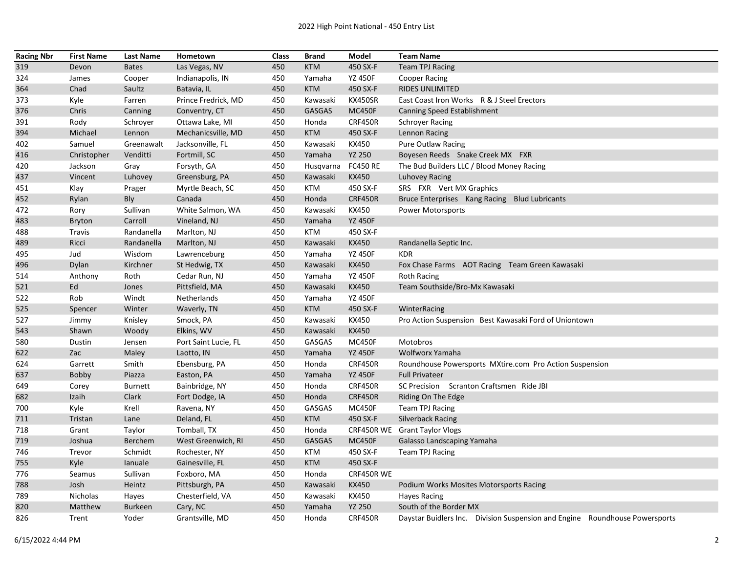| Racing Nbr | First Name | Last Name | Hometown | Class | Brand | Model | Team Name |
|---|---|---|---|---|---|---|---|
| 319 | Devon | Bates | Las Vegas, NV | 450 | KTM | 450 SX-F | Team TPJ Racing |
| 324 | James | Cooper | Indianapolis, IN | 450 | Yamaha | YZ 450F | Cooper Racing |
| 364 | Chad | Saultz | Batavia, IL | 450 | KTM | 450 SX-F | RIDES UNLIMITED |
| 373 | Kyle | Farren | Prince Fredrick, MD | 450 | Kawasaki | KX450SR | East Coast Iron Works R & J Steel Erectors |
| 376 | Chris | Canning | Conventry, CT | 450 | GASGAS | MC450F | Canning Speed Establishment |
| 391 | Rody | Schroyer | Ottawa Lake, MI | 450 | Honda | CRF450R | Schroyer Racing |
| 394 | Michael | Lennon | Mechanicsville, MD | 450 | KTM | 450 SX-F | Lennon Racing |
| 402 | Samuel | Greenawalt | Jacksonville, FL | 450 | Kawasaki | KX450 | Pure Outlaw Racing |
| 416 | Christopher | Venditti | Fortmill, SC | 450 | Yamaha | YZ 250 | Boyesen Reeds Snake Creek MX FXR |
| 420 | Jackson | Gray | Forsyth, GA | 450 | Husqvarna | FC450 RE | The Bud Builders LLC / Blood Money Racing |
| 437 | Vincent | Luhovey | Greensburg, PA | 450 | Kawasaki | KX450 | Luhovey Racing |
| 451 | Klay | Prager | Myrtle Beach, SC | 450 | KTM | 450 SX-F | SRS FXR Vert MX Graphics |
| 452 | Rylan | Bly | Canada | 450 | Honda | CRF450R | Bruce Enterprises Kang Racing Blud Lubricants |
| 472 | Rory | Sullivan | White Salmon, WA | 450 | Kawasaki | KX450 | Power Motorsports |
| 483 | Bryton | Carroll | Vineland, NJ | 450 | Yamaha | YZ 450F | |
| 488 | Travis | Randanella | Marlton, NJ | 450 | KTM | 450 SX-F | |
| 489 | Ricci | Randanella | Marlton, NJ | 450 | Kawasaki | KX450 | Randanella Septic Inc. |
| 495 | Jud | Wisdom | Lawrenceburg | 450 | Yamaha | YZ 450F | KDR |
| 496 | Dylan | Kirchner | St Hedwig, TX | 450 | Kawasaki | KX450 | Fox Chase Farms AOT Racing Team Green Kawasaki |
| 514 | Anthony | Roth | Cedar Run, NJ | 450 | Yamaha | YZ 450F | Roth Racing |
| 521 | Ed | Jones | Pittsfield, MA | 450 | Kawasaki | KX450 | Team Southside/Bro-Mx Kawasaki |
| 522 | Rob | Windt | Netherlands | 450 | Yamaha | YZ 450F | |
| 525 | Spencer | Winter | Waverly, TN | 450 | KTM | 450 SX-F | WinterRacing |
| 527 | Jimmy | Knisley | Smock, PA | 450 | Kawasaki | KX450 | Pro Action Suspension Best Kawasaki Ford of Uniontown |
| 543 | Shawn | Woody | Elkins, WV | 450 | Kawasaki | KX450 | |
| 580 | Dustin | Jensen | Port Saint Lucie, FL | 450 | GASGAS | MC450F | Motobros |
| 622 | Zac | Maley | Laotto, IN | 450 | Yamaha | YZ 450F | Wolfworx Yamaha |
| 624 | Garrett | Smith | Ebensburg, PA | 450 | Honda | CRF450R | Roundhouse Powersports MXtire.com Pro Action Suspension |
| 637 | Bobby | Piazza | Easton, PA | 450 | Yamaha | YZ 450F | Full Privateer |
| 649 | Corey | Burnett | Bainbridge, NY | 450 | Honda | CRF450R | SC Precision Scranton Craftsmen Ride JBI |
| 682 | Izaih | Clark | Fort Dodge, IA | 450 | Honda | CRF450R | Riding On The Edge |
| 700 | Kyle | Krell | Ravena, NY | 450 | GASGAS | MC450F | Team TPJ Racing |
| 711 | Tristan | Lane | Deland, FL | 450 | KTM | 450 SX-F | Silverback Racing |
| 718 | Grant | Taylor | Tomball, TX | 450 | Honda | CRF450R WE | Grant Taylor Vlogs |
| 719 | Joshua | Berchem | West Greenwich, RI | 450 | GASGAS | MC450F | Galasso Landscaping Yamaha |
| 746 | Trevor | Schmidt | Rochester, NY | 450 | KTM | 450 SX-F | Team TPJ Racing |
| 755 | Kyle | Ianuale | Gainesville, FL | 450 | KTM | 450 SX-F | |
| 776 | Seamus | Sullivan | Foxboro, MA | 450 | Honda | CRF450R WE | |
| 788 | Josh | Heintz | Pittsburgh, PA | 450 | Kawasaki | KX450 | Podium Works Mosites Motorsports Racing |
| 789 | Nicholas | Hayes | Chesterfield, VA | 450 | Kawasaki | KX450 | Hayes Racing |
| 820 | Matthew | Burkeen | Cary, NC | 450 | Yamaha | YZ 250 | South of the Border MX |
| 826 | Trent | Yoder | Grantsville, MD | 450 | Honda | CRF450R | Daystar Buidlers Inc. Division Suspension and Engine Roundhouse Powersports |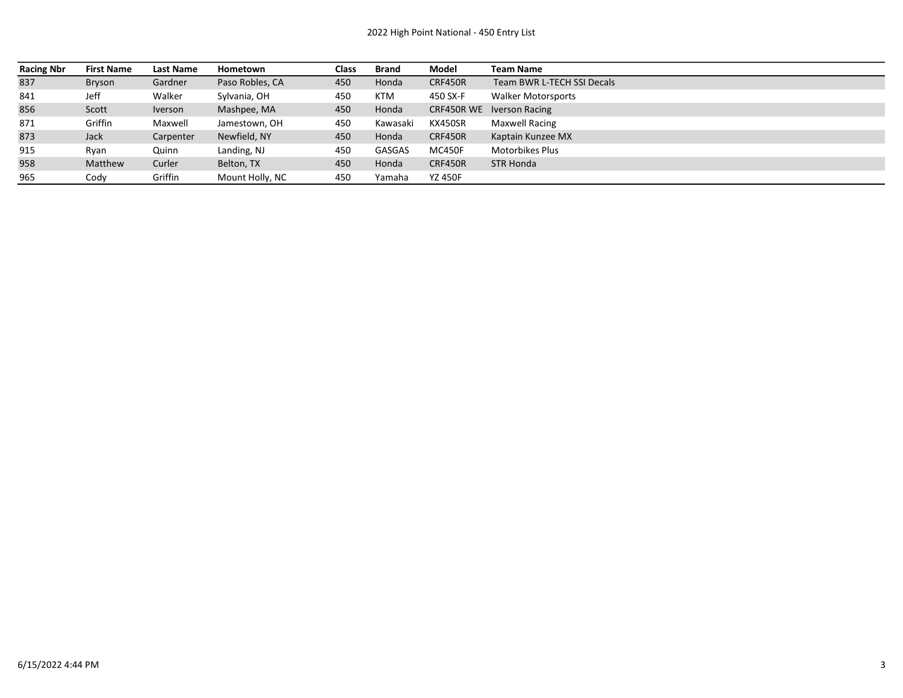| Racing Nbr | First Name | Last Name | Hometown | Class | Brand | Model | Team Name |
|---|---|---|---|---|---|---|---|
| 837 | Bryson | Gardner | Paso Robles, CA | 450 | Honda | CRF450R | Team BWR L-TECH SSI Decals |
| 841 | Jeff | Walker | Sylvania, OH | 450 | KTM | 450 SX-F | Walker Motorsports |
| 856 | Scott | Iverson | Mashpee, MA | 450 | Honda | CRF450R WE | Iverson Racing |
| 871 | Griffin | Maxwell | Jamestown, OH | 450 | Kawasaki | KX450SR | Maxwell Racing |
| 873 | Jack | Carpenter | Newfield, NY | 450 | Honda | CRF450R | Kaptain Kunzee MX |
| 915 | Ryan | Quinn | Landing, NJ | 450 | GASGAS | MC450F | Motorbikes Plus |
| 958 | Matthew | Curler | Belton, TX | 450 | Honda | CRF450R | STR Honda |
| 965 | Cody | Griffin | Mount Holly, NC | 450 | Yamaha | YZ 450F | |

6/15/2022 4:44 PM